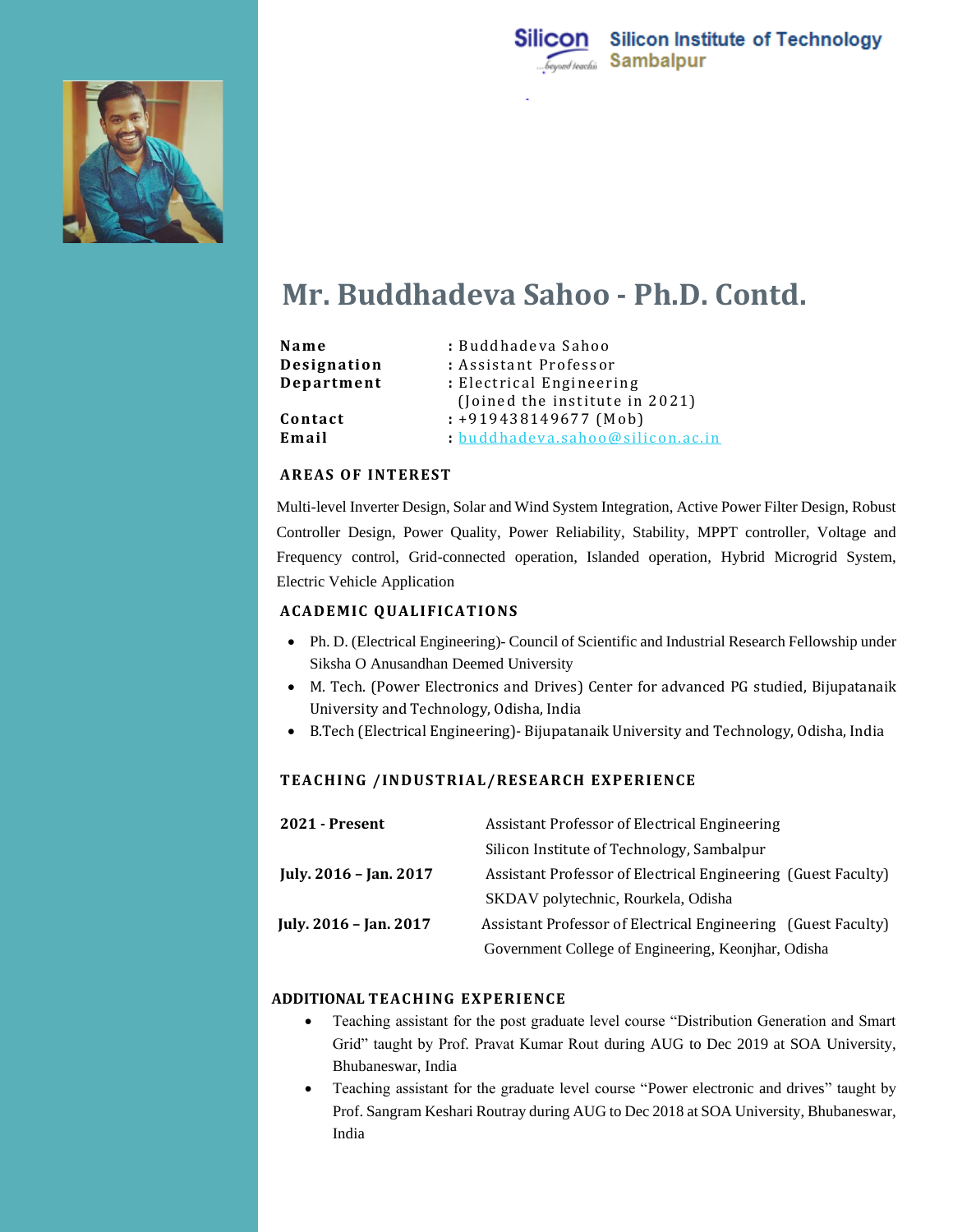Silicon Institute of Technology
Sambalpur

# Mr. Buddhadeva Sahoo - Ph.D. Contd.

| | |
|---|---|
| **Name** | : Buddhadeva Sahoo |
| **Designation** | : Assistant Professor |
| **Department** | : Electrical Engineering (Joined the institute in 2021) |
| **Contact** | : +919438149677 (Mob) |
| **Email** | : buddhadeva.sahoo@silicon.ac.in |

### AREAS OF INTEREST

Multi-level Inverter Design, Solar and Wind System Integration, Active Power Filter Design, Robust Controller Design, Power Quality, Power Reliability, Stability, MPPT controller, Voltage and Frequency control, Grid-connected operation, Islanded operation, Hybrid Microgrid System, Electric Vehicle Application

### ACADEMIC QUALIFICATIONS

- Ph. D. (Electrical Engineering)- Council of Scientific and Industrial Research Fellowship under Siksha O Anusandhan Deemed University
- M. Tech. (Power Electronics and Drives) Center for advanced PG studied, Bijupatanaik University and Technology, Odisha, India
- B.Tech (Electrical Engineering)- Bijupatanaik University and Technology, Odisha, India

### TEACHING /INDUSTRIAL/RESEARCH EXPERIENCE

| | |
|---|---|
| **2021 - Present** | Assistant Professor of Electrical Engineering<br>Silicon Institute of Technology, Sambalpur |
| **July. 2016 – Jan. 2017** | Assistant Professor of Electrical Engineering (Guest Faculty)<br>SKDAV polytechnic, Rourkela, Odisha |
| **July. 2016 – Jan. 2017** | Assistant Professor of Electrical Engineering (Guest Faculty)<br>Government College of Engineering, Keonjhar, Odisha |

### ADDITIONAL TEACHING EXPERIENCE

- Teaching assistant for the post graduate level course "Distribution Generation and Smart Grid" taught by Prof. Pravat Kumar Rout during AUG to Dec 2019 at SOA University, Bhubaneswar, India
- Teaching assistant for the graduate level course "Power electronic and drives" taught by Prof. Sangram Keshari Routray during AUG to Dec 2018 at SOA University, Bhubaneswar, India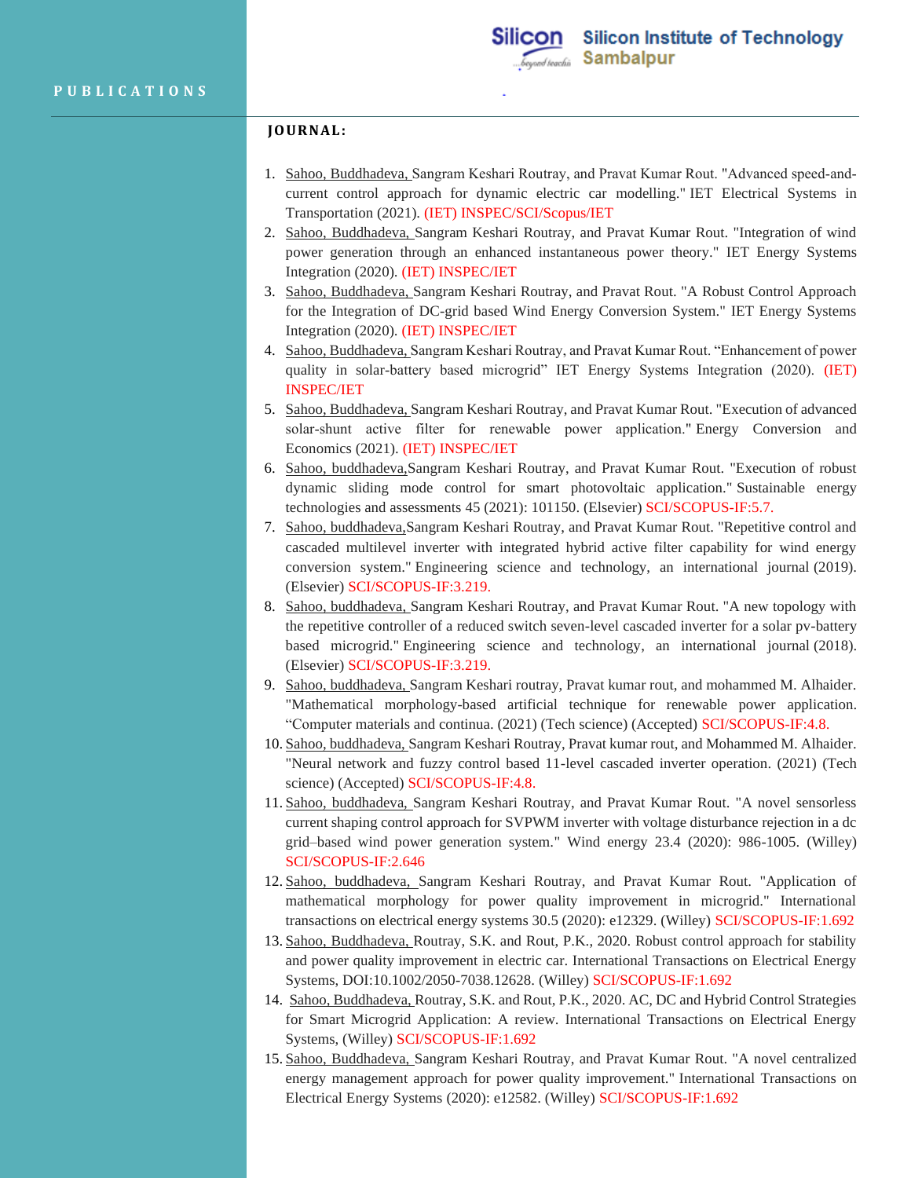# PUBLICATIONS

**JOURNAL:**

1. Sahoo, Buddhadeva, Sangram Keshari Routray, and Pravat Kumar Rout. "Advanced speed-and-current control approach for dynamic electric car modelling." IET Electrical Systems in Transportation (2021). (IET) INSPEC/SCI/Scopus/IET
2. Sahoo, Buddhadeva, Sangram Keshari Routray, and Pravat Kumar Rout. "Integration of wind power generation through an enhanced instantaneous power theory." IET Energy Systems Integration (2020). (IET) INSPEC/IET
3. Sahoo, Buddhadeva, Sangram Keshari Routray, and Pravat Rout. "A Robust Control Approach for the Integration of DC-grid based Wind Energy Conversion System." IET Energy Systems Integration (2020). (IET) INSPEC/IET
4. Sahoo, Buddhadeva, Sangram Keshari Routray, and Pravat Kumar Rout. "Enhancement of power quality in solar-battery based microgrid" IET Energy Systems Integration (2020). (IET) INSPEC/IET
5. Sahoo, Buddhadeva, Sangram Keshari Routray, and Pravat Kumar Rout. "Execution of advanced solar-shunt active filter for renewable power application." Energy Conversion and Economics (2021). (IET) INSPEC/IET
6. Sahoo, buddhadeva,Sangram Keshari Routray, and Pravat Kumar Rout. "Execution of robust dynamic sliding mode control for smart photovoltaic application." Sustainable energy technologies and assessments 45 (2021): 101150. (Elsevier) SCI/SCOPUS-IF:5.7.
7. Sahoo, buddhadeva,Sangram Keshari Routray, and Pravat Kumar Rout. "Repetitive control and cascaded multilevel inverter with integrated hybrid active filter capability for wind energy conversion system." Engineering science and technology, an international journal (2019). (Elsevier) SCI/SCOPUS-IF:3.219.
8. Sahoo, buddhadeva, Sangram Keshari Routray, and Pravat Kumar Rout. "A new topology with the repetitive controller of a reduced switch seven-level cascaded inverter for a solar pv-battery based microgrid." Engineering science and technology, an international journal (2018). (Elsevier) SCI/SCOPUS-IF:3.219.
9. Sahoo, buddhadeva, Sangram Keshari routray, Pravat kumar rout, and mohammed M. Alhaider. "Mathematical morphology-based artificial technique for renewable power application. "Computer materials and continua. (2021) (Tech science) (Accepted) SCI/SCOPUS-IF:4.8.
10. Sahoo, buddhadeva, Sangram Keshari Routray, Pravat kumar rout, and Mohammed M. Alhaider. "Neural network and fuzzy control based 11-level cascaded inverter operation. (2021) (Tech science) (Accepted) SCI/SCOPUS-IF:4.8.
11. Sahoo, buddhadeva, Sangram Keshari Routray, and Pravat Kumar Rout. "A novel sensorless current shaping control approach for SVPWM inverter with voltage disturbance rejection in a dc grid–based wind power generation system." Wind energy 23.4 (2020): 986-1005. (Willey) SCI/SCOPUS-IF:2.646
12. Sahoo, buddhadeva, Sangram Keshari Routray, and Pravat Kumar Rout. "Application of mathematical morphology for power quality improvement in microgrid." International transactions on electrical energy systems 30.5 (2020): e12329. (Willey) SCI/SCOPUS-IF:1.692
13. Sahoo, Buddhadeva, Routray, S.K. and Rout, P.K., 2020. Robust control approach for stability and power quality improvement in electric car. International Transactions on Electrical Energy Systems, DOI:10.1002/2050-7038.12628. (Willey) SCI/SCOPUS-IF:1.692
14. Sahoo, Buddhadeva, Routray, S.K. and Rout, P.K., 2020. AC, DC and Hybrid Control Strategies for Smart Microgrid Application: A review. International Transactions on Electrical Energy Systems, (Willey) SCI/SCOPUS-IF:1.692
15. Sahoo, Buddhadeva, Sangram Keshari Routray, and Pravat Kumar Rout. "A novel centralized energy management approach for power quality improvement." International Transactions on Electrical Energy Systems (2020): e12582. (Willey) SCI/SCOPUS-IF:1.692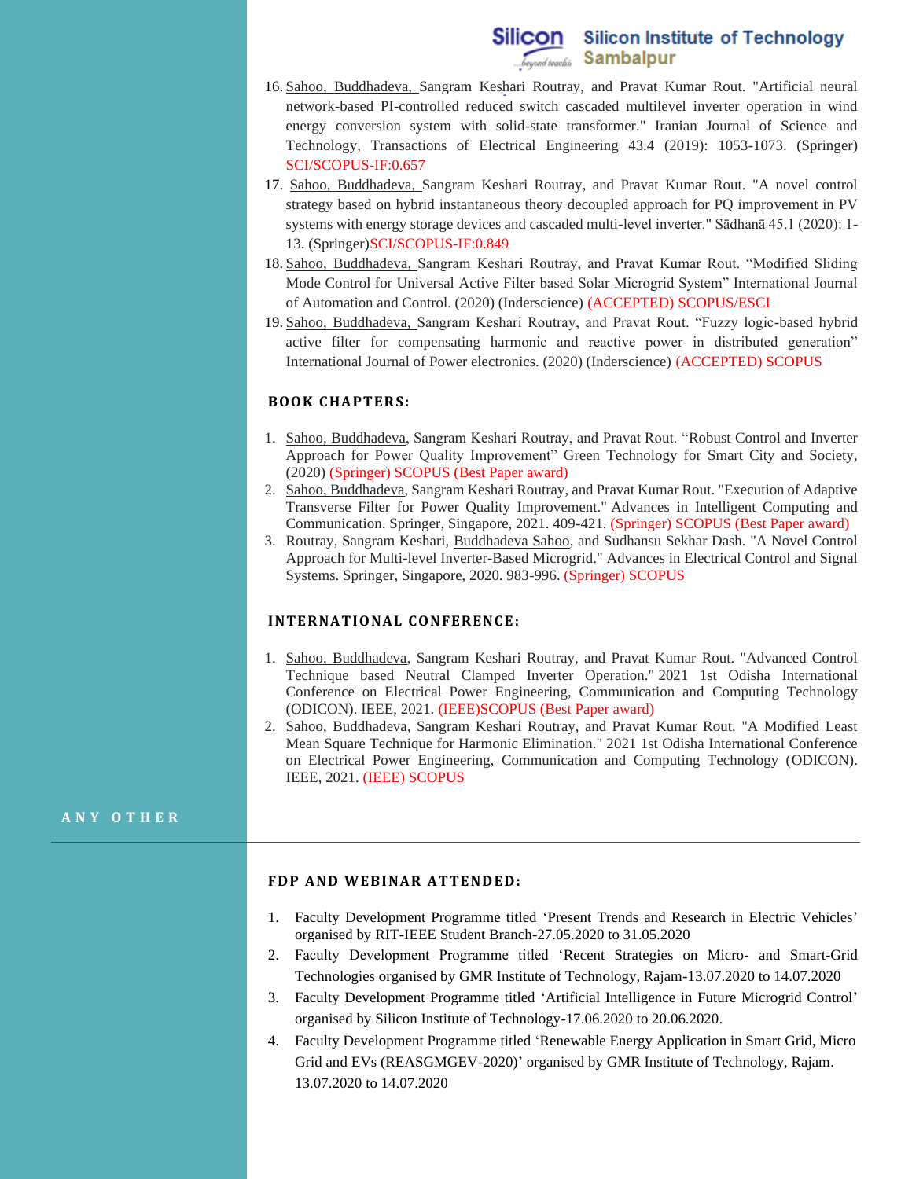16. Sahoo, Buddhadeva, Sangram Keshari Routray, and Pravat Kumar Rout. "Artificial neural network-based PI-controlled reduced switch cascaded multilevel inverter operation in wind energy conversion system with solid-state transformer." Iranian Journal of Science and Technology, Transactions of Electrical Engineering 43.4 (2019): 1053-1073. (Springer) SCI/SCOPUS-IF:0.657
17. Sahoo, Buddhadeva, Sangram Keshari Routray, and Pravat Kumar Rout. "A novel control strategy based on hybrid instantaneous theory decoupled approach for PQ improvement in PV systems with energy storage devices and cascaded multi-level inverter." Sādhanā 45.1 (2020): 1-13. (Springer)SCI/SCOPUS-IF:0.849
18. Sahoo, Buddhadeva, Sangram Keshari Routray, and Pravat Kumar Rout. "Modified Sliding Mode Control for Universal Active Filter based Solar Microgrid System" International Journal of Automation and Control. (2020) (Inderscience) (ACCEPTED) SCOPUS/ESCI
19. Sahoo, Buddhadeva, Sangram Keshari Routray, and Pravat Rout. "Fuzzy logic-based hybrid active filter for compensating harmonic and reactive power in distributed generation" International Journal of Power electronics. (2020) (Inderscience) (ACCEPTED) SCOPUS

### BOOK CHAPTERS:

1. Sahoo, Buddhadeva, Sangram Keshari Routray, and Pravat Rout. "Robust Control and Inverter Approach for Power Quality Improvement" Green Technology for Smart City and Society, (2020) (Springer) SCOPUS (Best Paper award)
2. Sahoo, Buddhadeva, Sangram Keshari Routray, and Pravat Kumar Rout. "Execution of Adaptive Transverse Filter for Power Quality Improvement." Advances in Intelligent Computing and Communication. Springer, Singapore, 2021. 409-421. (Springer) SCOPUS (Best Paper award)
3. Routray, Sangram Keshari, Buddhadeva Sahoo, and Sudhansu Sekhar Dash. "A Novel Control Approach for Multi-level Inverter-Based Microgrid." Advances in Electrical Control and Signal Systems. Springer, Singapore, 2020. 983-996. (Springer) SCOPUS

### INTERNATIONAL CONFERENCE:

1. Sahoo, Buddhadeva, Sangram Keshari Routray, and Pravat Kumar Rout. "Advanced Control Technique based Neutral Clamped Inverter Operation." 2021 1st Odisha International Conference on Electrical Power Engineering, Communication and Computing Technology (ODICON). IEEE, 2021. (IEEE)SCOPUS (Best Paper award)
2. Sahoo, Buddhadeva, Sangram Keshari Routray, and Pravat Kumar Rout. "A Modified Least Mean Square Technique for Harmonic Elimination." 2021 1st Odisha International Conference on Electrical Power Engineering, Communication and Computing Technology (ODICON). IEEE, 2021. (IEEE) SCOPUS

## ANY OTHER

### FDP AND WEBINAR ATTENDED:

1. Faculty Development Programme titled 'Present Trends and Research in Electric Vehicles' organised by RIT-IEEE Student Branch-27.05.2020 to 31.05.2020
2. Faculty Development Programme titled 'Recent Strategies on Micro- and Smart-Grid Technologies organised by GMR Institute of Technology, Rajam-13.07.2020 to 14.07.2020
3. Faculty Development Programme titled 'Artificial Intelligence in Future Microgrid Control' organised by Silicon Institute of Technology-17.06.2020 to 20.06.2020.
4. Faculty Development Programme titled 'Renewable Energy Application in Smart Grid, Micro Grid and EVs (REASGMGEV-2020)' organised by GMR Institute of Technology, Rajam. 13.07.2020 to 14.07.2020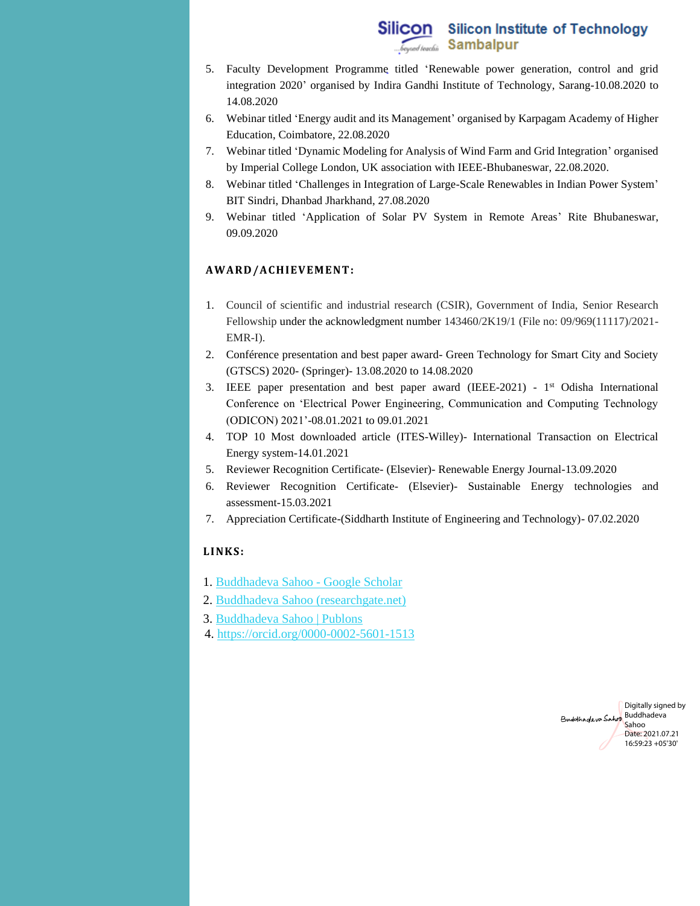5. Faculty Development Programme titled 'Renewable power generation, control and grid integration 2020' organised by Indira Gandhi Institute of Technology, Sarang-10.08.2020 to 14.08.2020
6. Webinar titled 'Energy audit and its Management' organised by Karpagam Academy of Higher Education, Coimbatore, 22.08.2020
7. Webinar titled 'Dynamic Modeling for Analysis of Wind Farm and Grid Integration' organised by Imperial College London, UK association with IEEE-Bhubaneswar, 22.08.2020.
8. Webinar titled 'Challenges in Integration of Large-Scale Renewables in Indian Power System' BIT Sindri, Dhanbad Jharkhand, 27.08.2020
9. Webinar titled 'Application of Solar PV System in Remote Areas' Rite Bhubaneswar, 09.09.2020

## AWARD/ACHIEVEMENT:

1. Council of scientific and industrial research (CSIR), Government of India, Senior Research Fellowship under the acknowledgment number 143460/2K19/1 (File no: 09/969(11117)/2021-EMR-I).
2. Conférence presentation and best paper award- Green Technology for Smart City and Society (GTSCS) 2020- (Springer)- 13.08.2020 to 14.08.2020
3. IEEE paper presentation and best paper award (IEEE-2021) - 1st Odisha International Conference on 'Electrical Power Engineering, Communication and Computing Technology (ODICON) 2021'-08.01.2021 to 09.01.2021
4. TOP 10 Most downloaded article (ITES-Willey)- International Transaction on Electrical Energy system-14.01.2021
5. Reviewer Recognition Certificate- (Elsevier)- Renewable Energy Journal-13.09.2020
6. Reviewer Recognition Certificate- (Elsevier)- Sustainable Energy technologies and assessment-15.03.2021
7. Appreciation Certificate-(Siddharth Institute of Engineering and Technology)- 07.02.2020

## LINKS:

1. Buddhadeva Sahoo - Google Scholar
2. Buddhadeva Sahoo (researchgate.net)
3. Buddhadeva Sahoo | Publons
4. https://orcid.org/0000-0002-5601-1513

Digitally signed by Buddhadeva Sahoo
Date: 2021.07.21 16:59:23 +05'30'